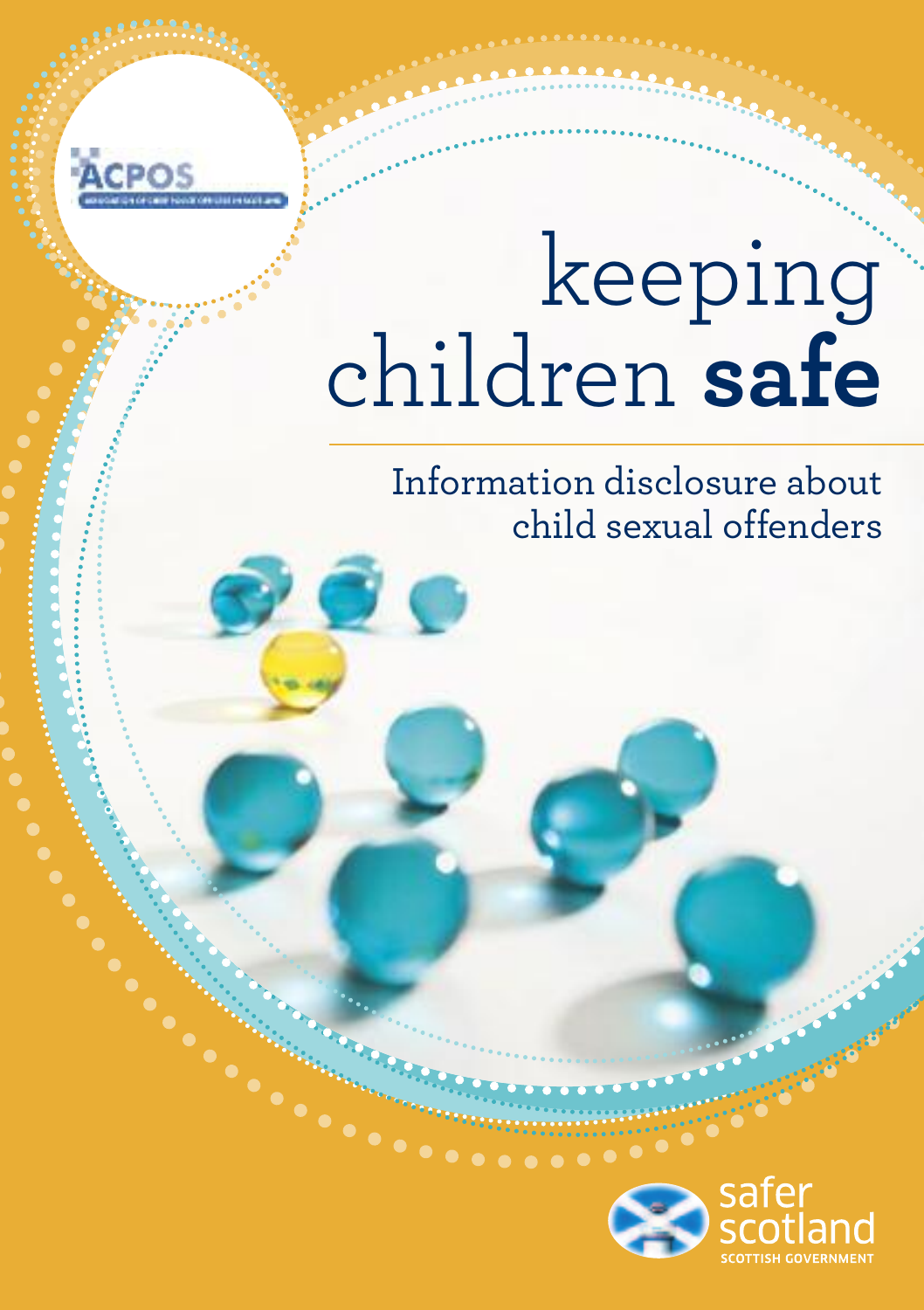ACPOS

# keeping children **safe**

## Information disclosure about child sexual offenders

safer scotland

SCOTTISH GOVERNMENT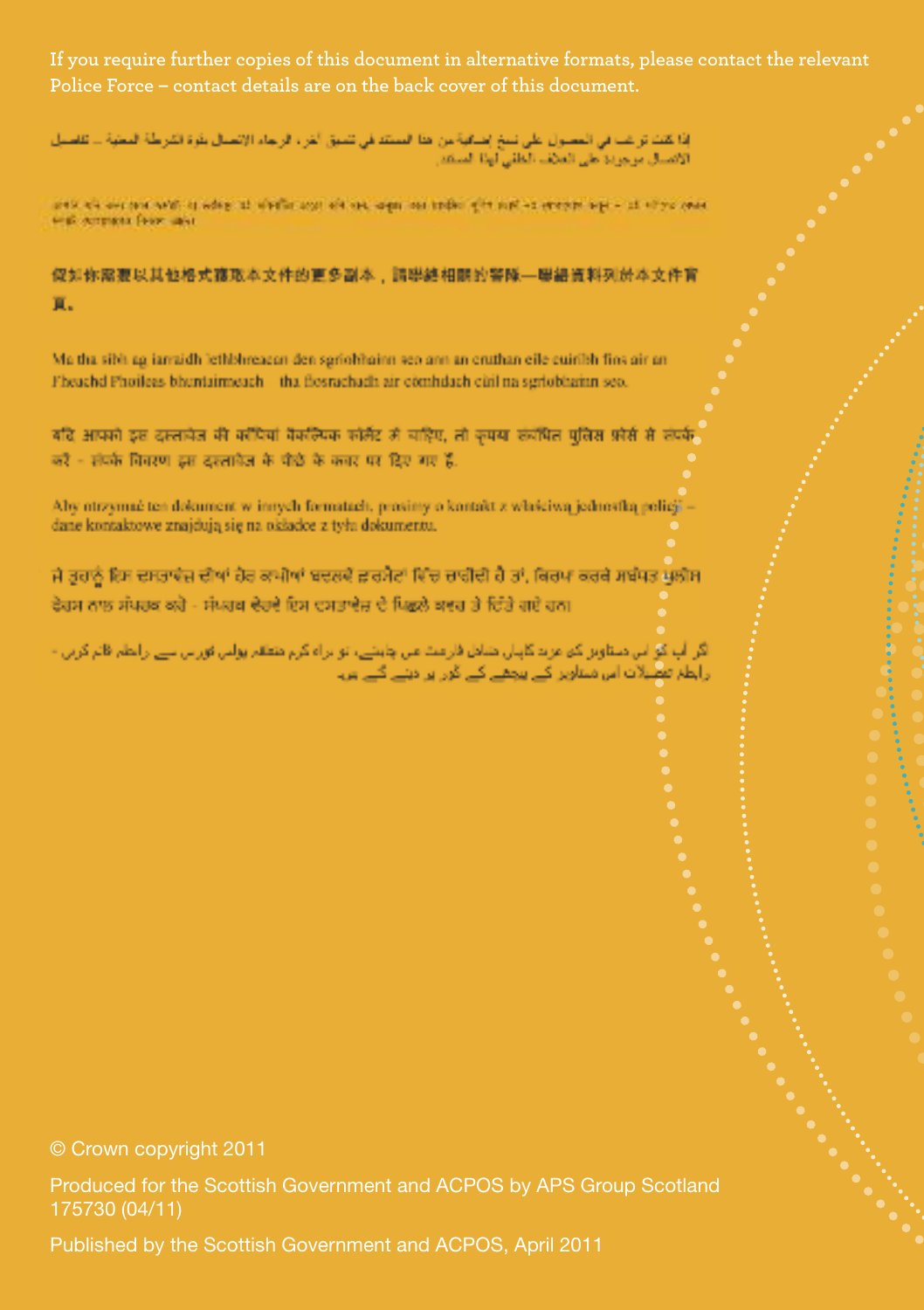If you require further copies of this document in alternative formats, please contact the relevant Police Force – contact details are on the back cover of this document.

إذا كنت ترغب في الحصول على نسخ إضافية من هذا المستند في تنسيق آخر، الرجاء الاتصال بقوة الشرطة المعنية – تفاصيل الاتصال موجودة على الغلاف الخلفي لهذا المستند.

假如你需要以其他格式索取本文件的更多副本，請聯絡相關的警隊—聯絡資料列於本文件背頁。

Ma tha sibh ag iarraidh lethbhreacan den sgrìobhainn seo ann an cruthan eile cuiribh fios air an Fheachd Phoileas bhuntainneach – tha fiosrachadh air conaltradh air cùmhdach cùil na sgrìobhainn seo.

यदि आपको इस दस्तावेज़ की कॉपियां वैकल्पिक फॉर्मेट में चाहिए, तो कृपया संबंधित पुलिस फोर्स से संपर्क करें - संपर्क विवरण इस दस्तावेज़ के पीछे के कवर पर दिए गए हैं।

Aby otrzymać ten dokument w innych formatach, prosimy o kontakt z właściwą jednostką policji – dane kontaktowe znajdują się na okładce z tyłu dokumentu.

ਜੇ ਤੁਹਾਨੂੰ ਇਸ ਦਸਤਾਵੇਜ਼ ਦੀਆਂ ਹੋਰ ਕਾਪੀਆਂ ਬਦਲਵੇਂ ਫ਼ਾਰਮੈਟਾਂ ਵਿੱਚ ਚਾਹੀਦੀ ਹੈ ਤਾਂ, ਕਿਰਪਾ ਕਰਕੇ ਸਬੰਧਤ ਪੁਲੀਸ ਫੋਰਸ ਨਾਲ ਸੰਪਰਕ ਕਰੋ - ਸੰਪਰਕ ਵੇਰਵੇ ਇਸ ਦਸਤਾਵੇਜ਼ ਦੇ ਪਿਛਲੇ ਕਵਰ ਤੇ ਦਿੱਤੇ ਗਏ ਹਨ।

اگر آپ کو اس دستاویز کی مزید کاپیاں متبادل فارمیٹ میں چاہیئے، تو براہ کرم متعلقہ پولیس فورس سے رابطہ قائم کریں - رابطہ تفصیلات اس دستاویز کے پچھلے کور پر دیئے گئے ہیں۔

© Crown copyright 2011

Produced for the Scottish Government and ACPOS by APS Group Scotland
175730 (04/11)

Published by the Scottish Government and ACPOS, April 2011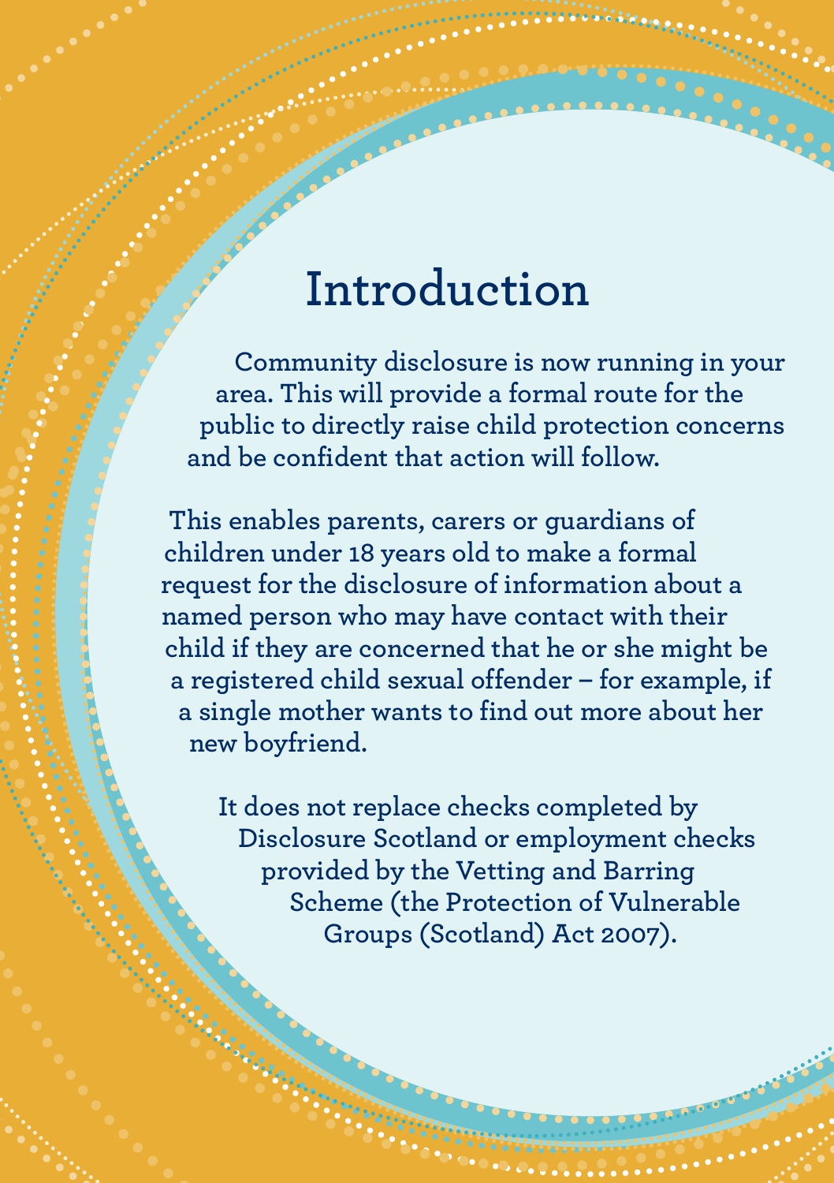# Introduction

Community disclosure is now running in your area. This will provide a formal route for the public to directly raise child protection concerns and be confident that action will follow.

This enables parents, carers or guardians of children under 18 years old to make a formal request for the disclosure of information about a named person who may have contact with their child if they are concerned that he or she might be a registered child sexual offender – for example, if a single mother wants to find out more about her new boyfriend.

It does not replace checks completed by Disclosure Scotland or employment checks provided by the Vetting and Barring Scheme (the Protection of Vulnerable Groups (Scotland) Act 2007).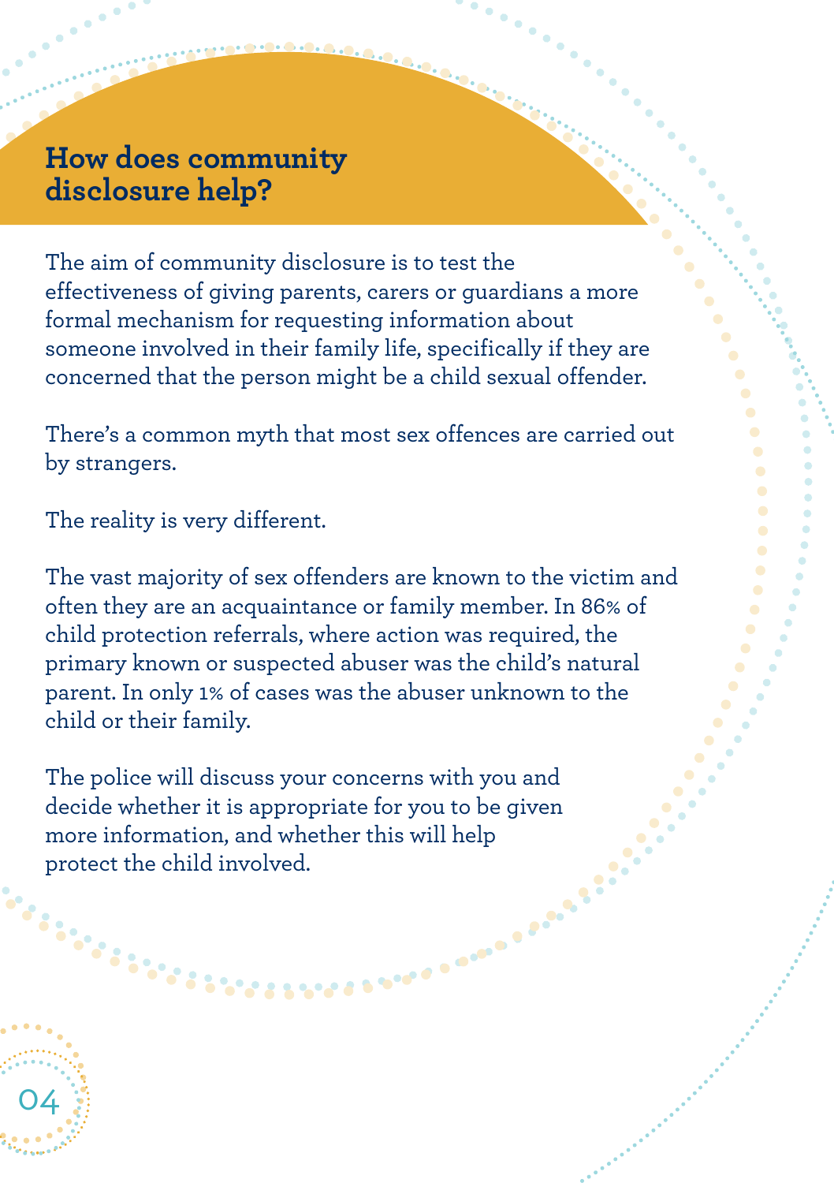## How does community disclosure help?

The aim of community disclosure is to test the effectiveness of giving parents, carers or guardians a more formal mechanism for requesting information about someone involved in their family life, specifically if they are concerned that the person might be a child sexual offender.

There's a common myth that most sex offences are carried out by strangers.

The reality is very different.

The vast majority of sex offenders are known to the victim and often they are an acquaintance or family member. In 86% of child protection referrals, where action was required, the primary known or suspected abuser was the child's natural parent. In only 1% of cases was the abuser unknown to the child or their family.

The police will discuss your concerns with you and decide whether it is appropriate for you to be given more information, and whether this will help protect the child involved.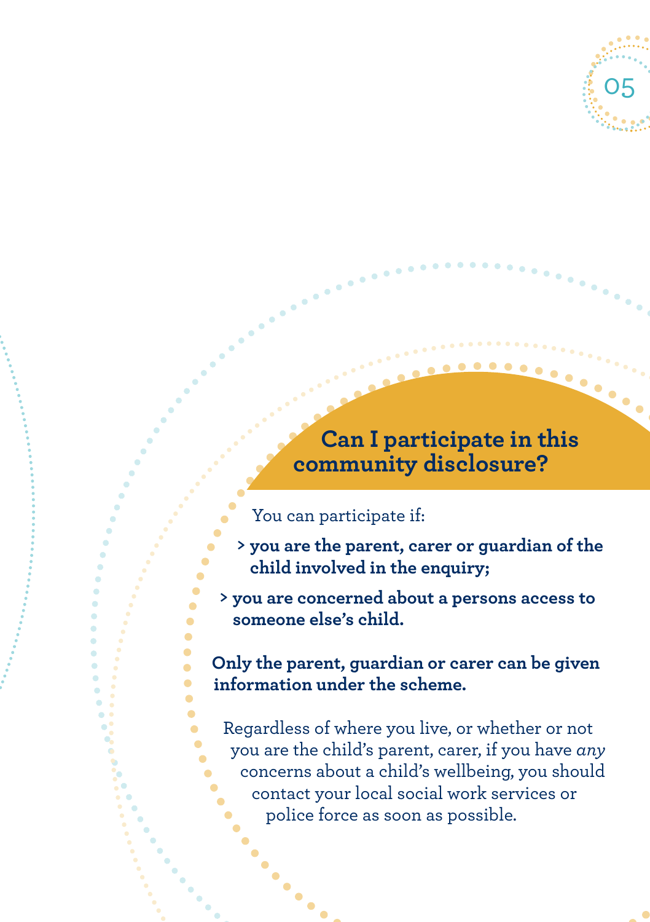## Can I participate in this community disclosure?

You can participate if:

- **you are the parent, carer or guardian of the child involved in the enquiry;**
- **you are concerned about a persons access to someone else's child.**

**Only the parent, guardian or carer can be given information under the scheme.**

Regardless of where you live, or whether or not you are the child's parent, carer, if you have *any* concerns about a child's wellbeing, you should contact your local social work services or police force as soon as possible.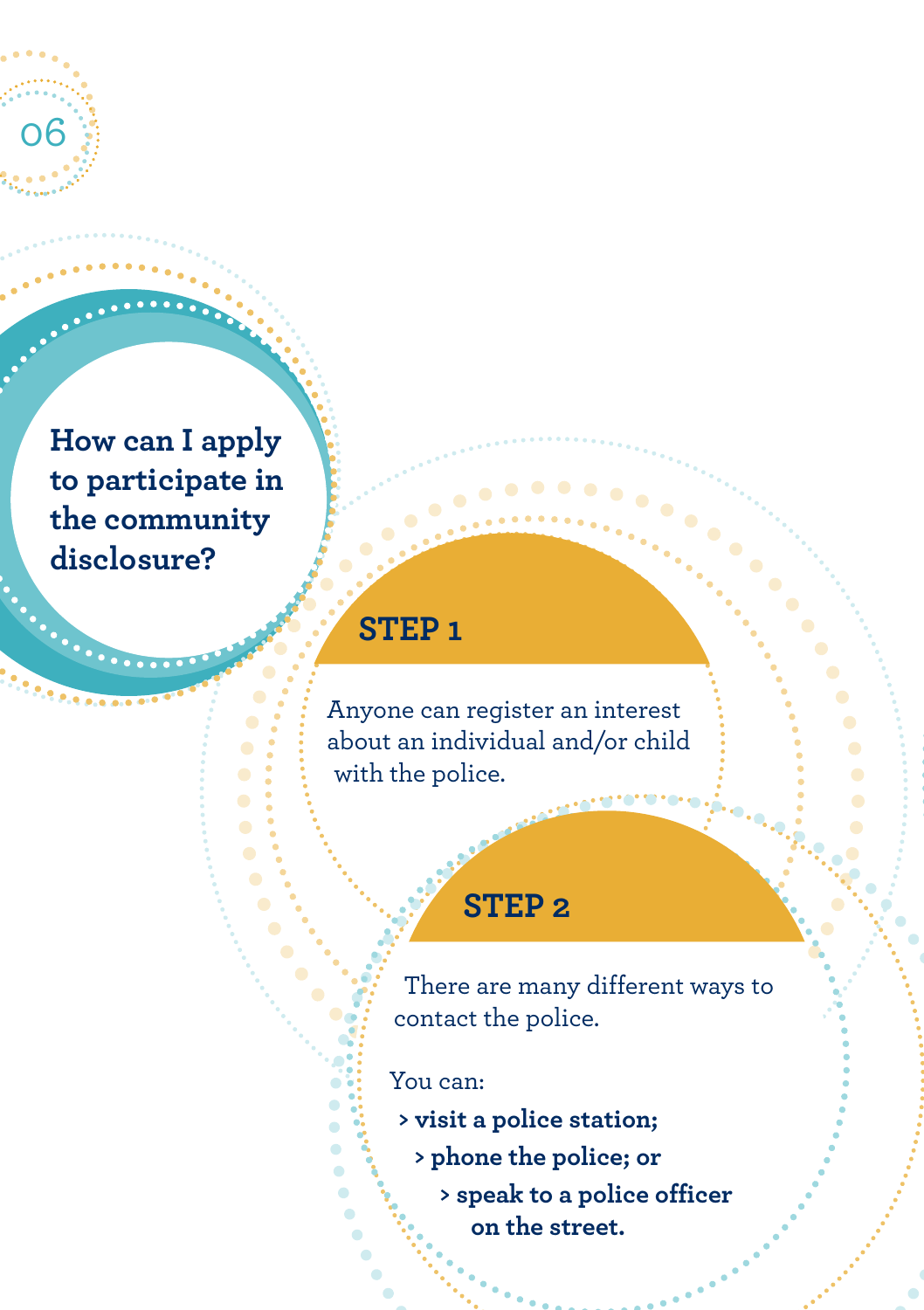## How can I apply to participate in the community disclosure?

### STEP 1

Anyone can register an interest about an individual and/or child with the police.

### STEP 2

There are many different ways to contact the police.

You can:

- **visit a police station;**
- **phone the police; or**
- **speak to a police officer on the street.**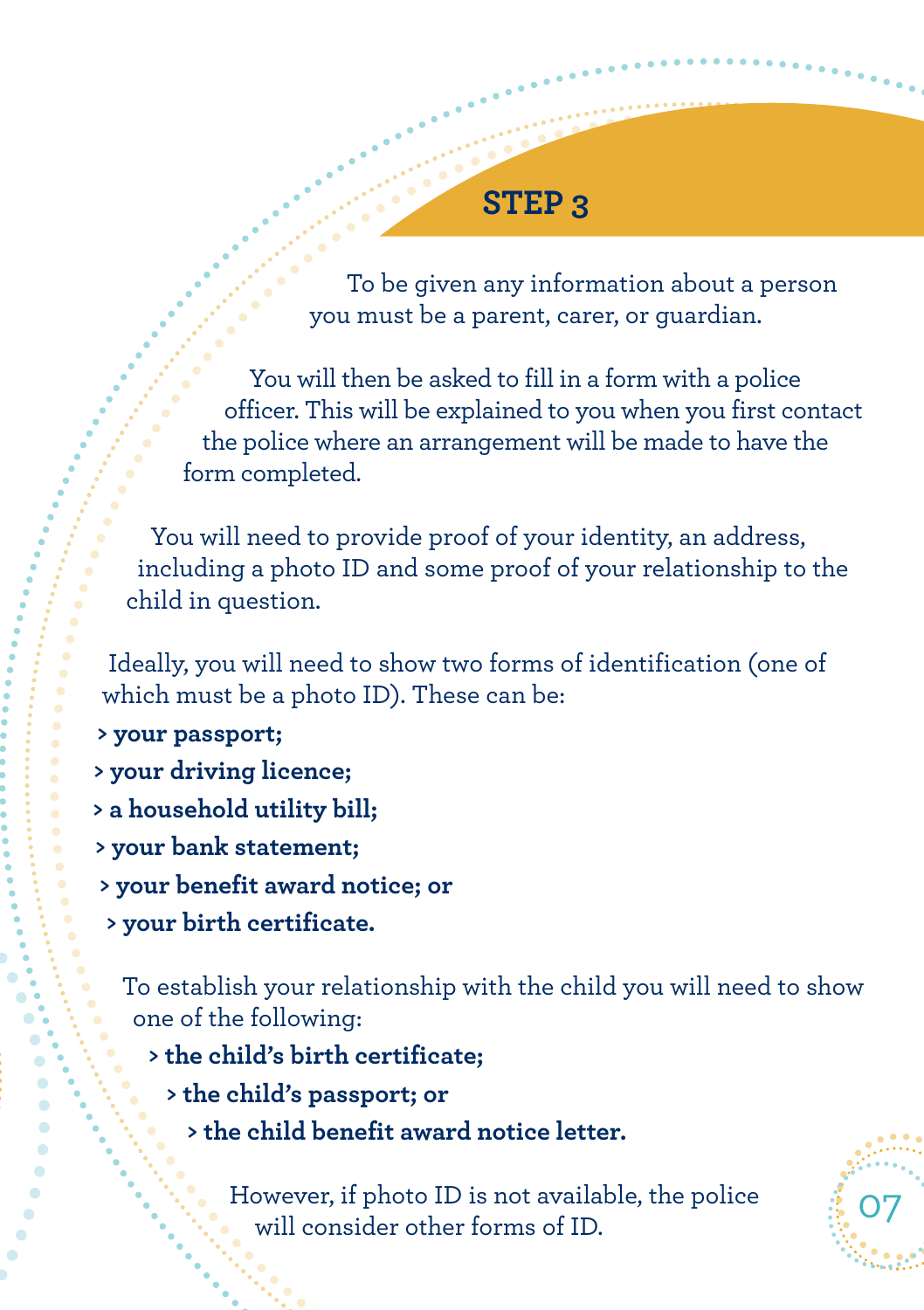## STEP 3

To be given any information about a person you must be a parent, carer, or guardian.

You will then be asked to fill in a form with a police officer. This will be explained to you when you first contact the police where an arrangement will be made to have the form completed.

You will need to provide proof of your identity, an address, including a photo ID and some proof of your relationship to the child in question.

Ideally, you will need to show two forms of identification (one of which must be a photo ID). These can be:

- **your passport;**
- **your driving licence;**
- **a household utility bill;**
- **your bank statement;**
- **your benefit award notice; or**
- **your birth certificate.**

To establish your relationship with the child you will need to show one of the following:

- **the child's birth certificate;**
- **the child's passport; or**
- **the child benefit award notice letter.**

However, if photo ID is not available, the police will consider other forms of ID.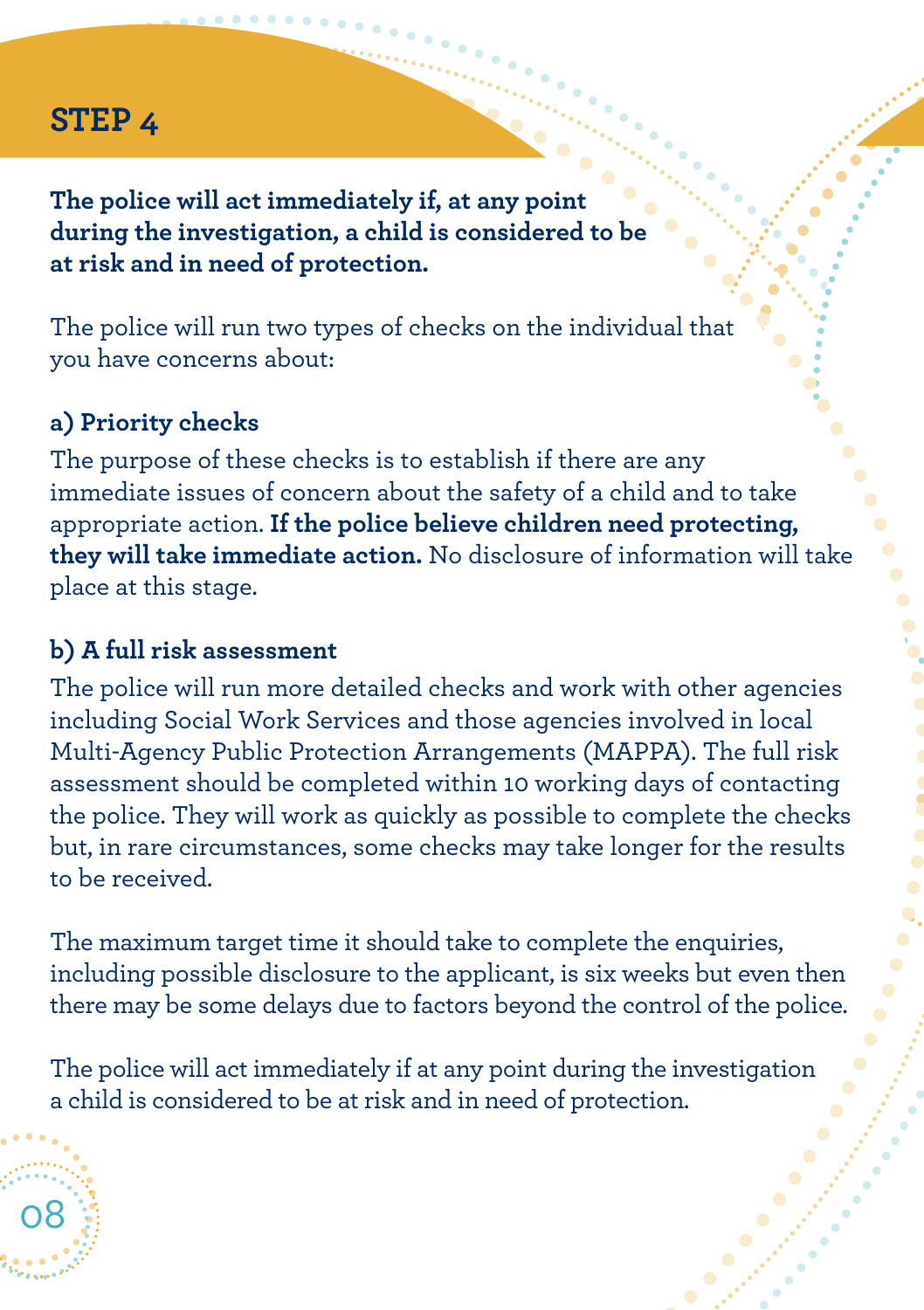## STEP 4

**The police will act immediately if, at any point during the investigation, a child is considered to be at risk and in need of protection.**

The police will run two types of checks on the individual that you have concerns about:

### a) Priority checks

The purpose of these checks is to establish if there are any immediate issues of concern about the safety of a child and to take appropriate action. **If the police believe children need protecting, they will take immediate action.** No disclosure of information will take place at this stage.

### b) A full risk assessment

The police will run more detailed checks and work with other agencies including Social Work Services and those agencies involved in local Multi-Agency Public Protection Arrangements (MAPPA). The full risk assessment should be completed within 10 working days of contacting the police. They will work as quickly as possible to complete the checks but, in rare circumstances, some checks may take longer for the results to be received.

The maximum target time it should take to complete the enquiries, including possible disclosure to the applicant, is six weeks but even then there may be some delays due to factors beyond the control of the police.

The police will act immediately if at any point during the investigation a child is considered to be at risk and in need of protection.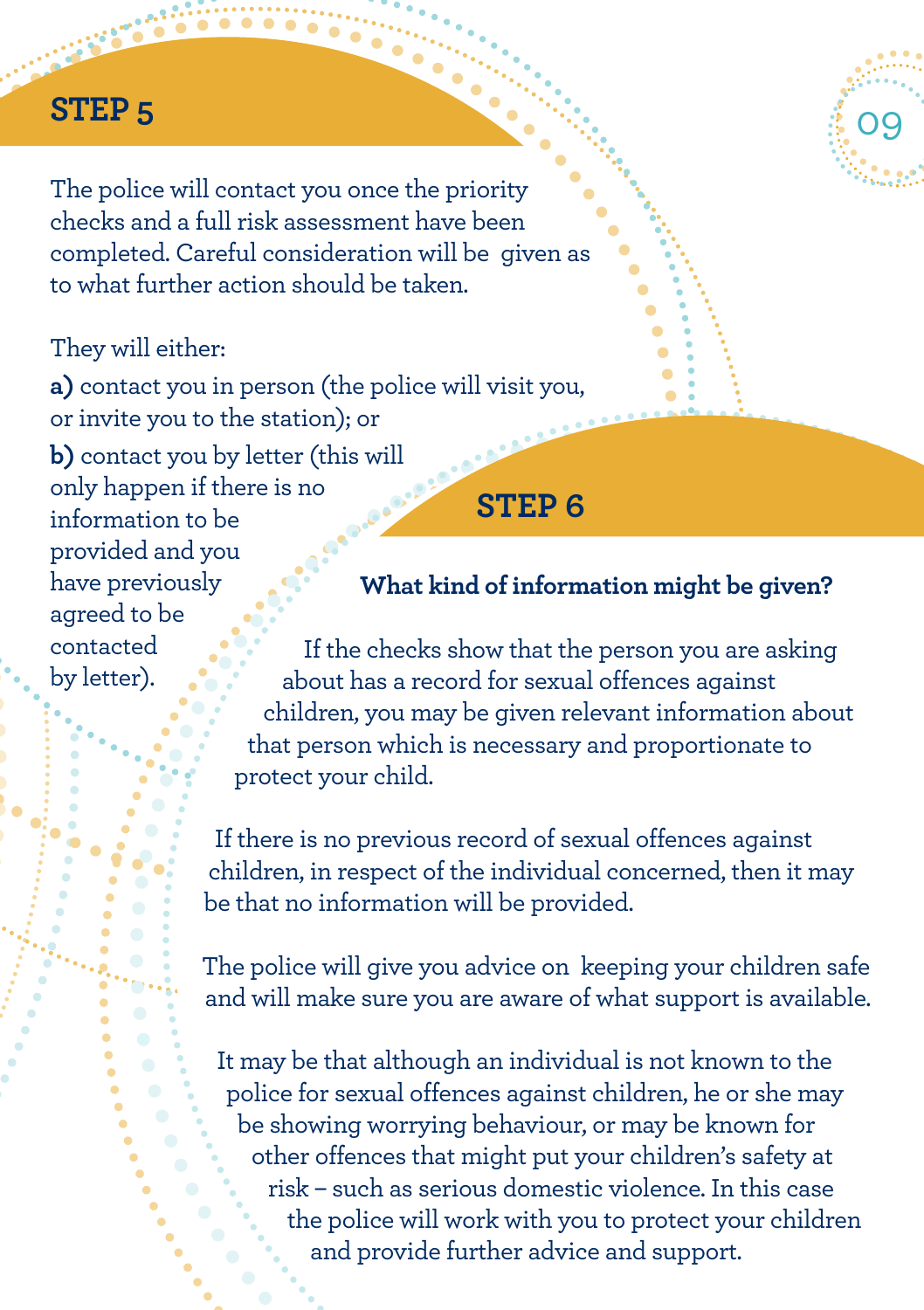## STEP 5

The police will contact you once the priority checks and a full risk assessment have been completed. Careful consideration will be given as to what further action should be taken.

They will either:

**a)** contact you in person (the police will visit you, or invite you to the station); or

**b)** contact you by letter (this will only happen if there is no information to be provided and you have previously agreed to be contacted by letter).

## STEP 6

**What kind of information might be given?**

If the checks show that the person you are asking about has a record for sexual offences against children, you may be given relevant information about that person which is necessary and proportionate to protect your child.

If there is no previous record of sexual offences against children, in respect of the individual concerned, then it may be that no information will be provided.

The police will give you advice on keeping your children safe and will make sure you are aware of what support is available.

It may be that although an individual is not known to the police for sexual offences against children, he or she may be showing worrying behaviour, or may be known for other offences that might put your children's safety at risk – such as serious domestic violence. In this case the police will work with you to protect your children and provide further advice and support.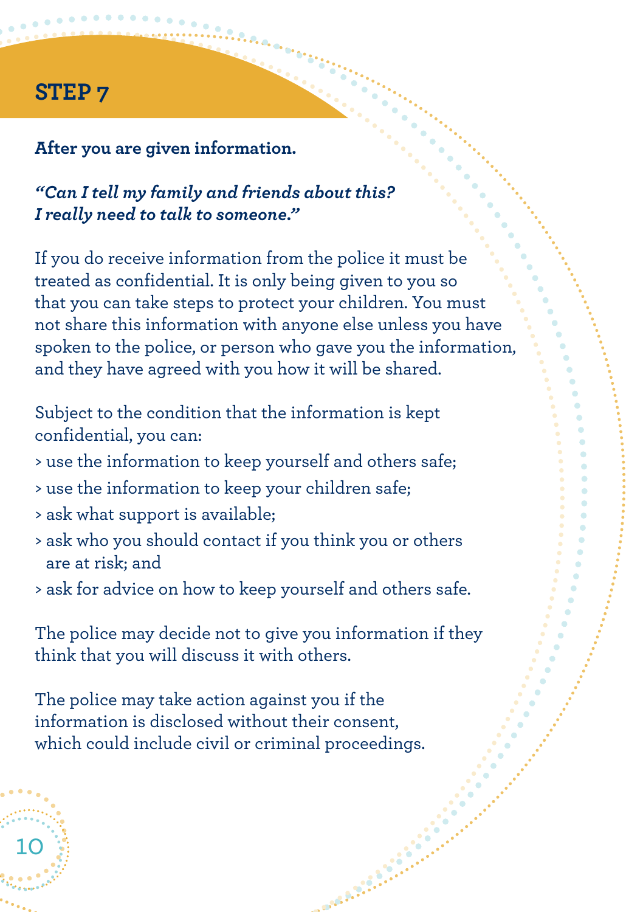## STEP 7

**After you are given information.**

***"Can I tell my family and friends about this? I really need to talk to someone."***

If you do receive information from the police it must be treated as confidential. It is only being given to you so that you can take steps to protect your children. You must not share this information with anyone else unless you have spoken to the police, or person who gave you the information, and they have agreed with you how it will be shared.

Subject to the condition that the information is kept confidential, you can:

> use the information to keep yourself and others safe;

> use the information to keep your children safe;

> ask what support is available;

> ask who you should contact if you think you or others are at risk; and

> ask for advice on how to keep yourself and others safe.

The police may decide not to give you information if they think that you will discuss it with others.

The police may take action against you if the information is disclosed without their consent, which could include civil or criminal proceedings.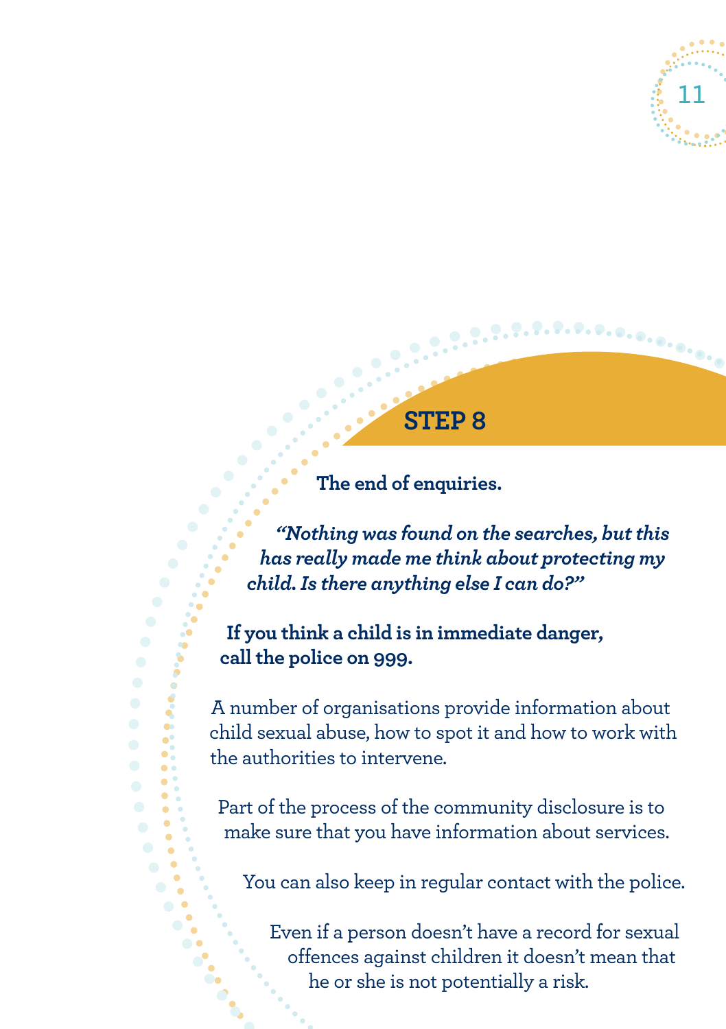## STEP 8

**The end of enquiries.**

***"Nothing was found on the searches, but this has really made me think about protecting my child. Is there anything else I can do?"***

**If you think a child is in immediate danger, call the police on 999.**

A number of organisations provide information about child sexual abuse, how to spot it and how to work with the authorities to intervene.

Part of the process of the community disclosure is to make sure that you have information about services.

You can also keep in regular contact with the police.

Even if a person doesn't have a record for sexual offences against children it doesn't mean that he or she is not potentially a risk.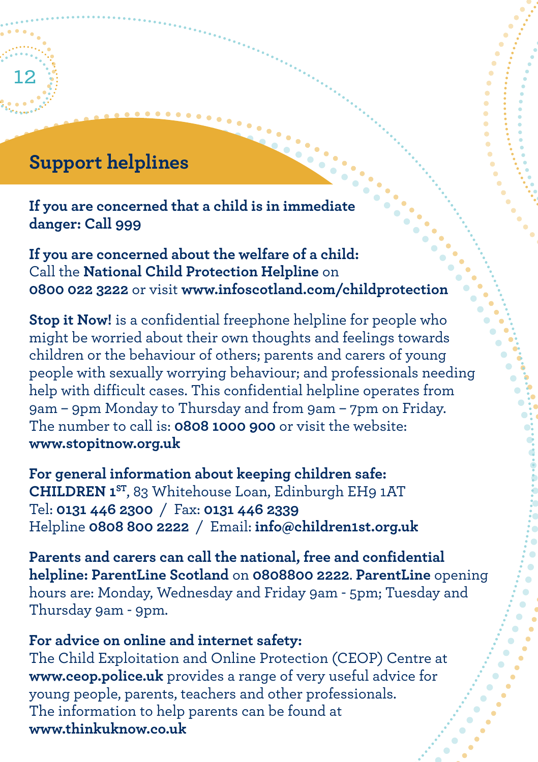## Support helplines

**If you are concerned that a child is in immediate danger: Call 999**

**If you are concerned about the welfare of a child:**
Call the **National Child Protection Helpline** on **0800 022 3222** or visit **www.infoscotland.com/childprotection**

**Stop it Now!** is a confidential freephone helpline for people who might be worried about their own thoughts and feelings towards children or the behaviour of others; parents and carers of young people with sexually worrying behaviour; and professionals needing help with difficult cases. This confidential helpline operates from 9am – 9pm Monday to Thursday and from 9am – 7pm on Friday. The number to call is: **0808 1000 900** or visit the website: **www.stopitnow.org.uk**

**For general information about keeping children safe:**
**CHILDREN 1ST**, 83 Whitehouse Loan, Edinburgh EH9 1AT
Tel: **0131 446 2300** / Fax: **0131 446 2339**
Helpline **0808 800 2222** / Email: **info@children1st.org.uk**

**Parents and carers can call the national, free and confidential helpline: ParentLine Scotland** on **0808800 2222**. **ParentLine** opening hours are: Monday, Wednesday and Friday 9am - 5pm; Tuesday and Thursday 9am - 9pm.

**For advice on online and internet safety:**
The Child Exploitation and Online Protection (CEOP) Centre at **www.ceop.police.uk** provides a range of very useful advice for young people, parents, teachers and other professionals. The information to help parents can be found at **www.thinkuknow.co.uk**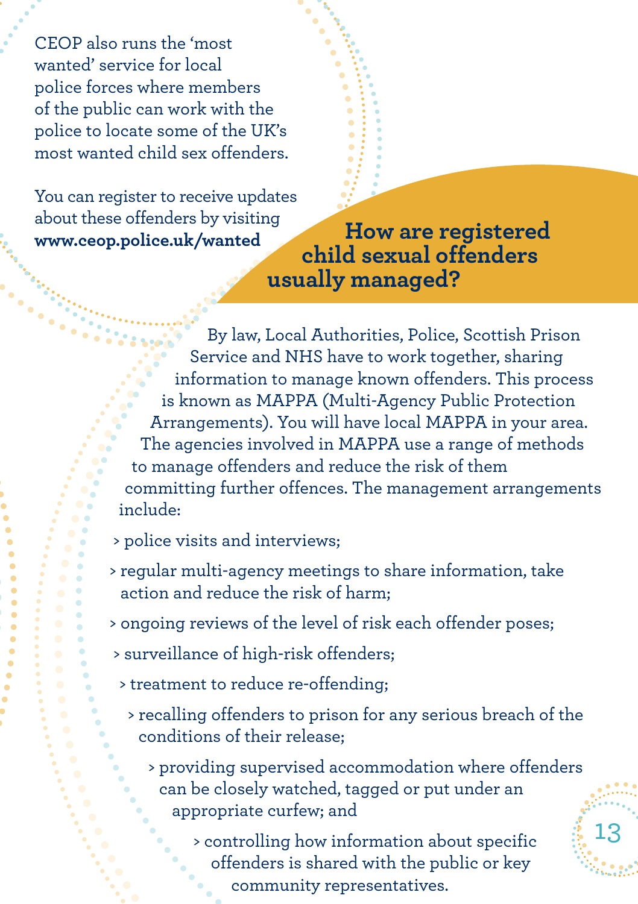CEOP also runs the 'most wanted' service for local police forces where members of the public can work with the police to locate some of the UK's most wanted child sex offenders.

You can register to receive updates about these offenders by visiting **www.ceop.police.uk/wanted**

## How are registered child sexual offenders usually managed?

By law, Local Authorities, Police, Scottish Prison Service and NHS have to work together, sharing information to manage known offenders. This process is known as MAPPA (Multi-Agency Public Protection Arrangements). You will have local MAPPA in your area. The agencies involved in MAPPA use a range of methods to manage offenders and reduce the risk of them committing further offences. The management arrangements include:

- police visits and interviews;
- regular multi-agency meetings to share information, take action and reduce the risk of harm;
- ongoing reviews of the level of risk each offender poses;
- surveillance of high-risk offenders;
- treatment to reduce re-offending;
- recalling offenders to prison for any serious breach of the conditions of their release;
- providing supervised accommodation where offenders can be closely watched, tagged or put under an appropriate curfew; and
- controlling how information about specific offenders is shared with the public or key community representatives.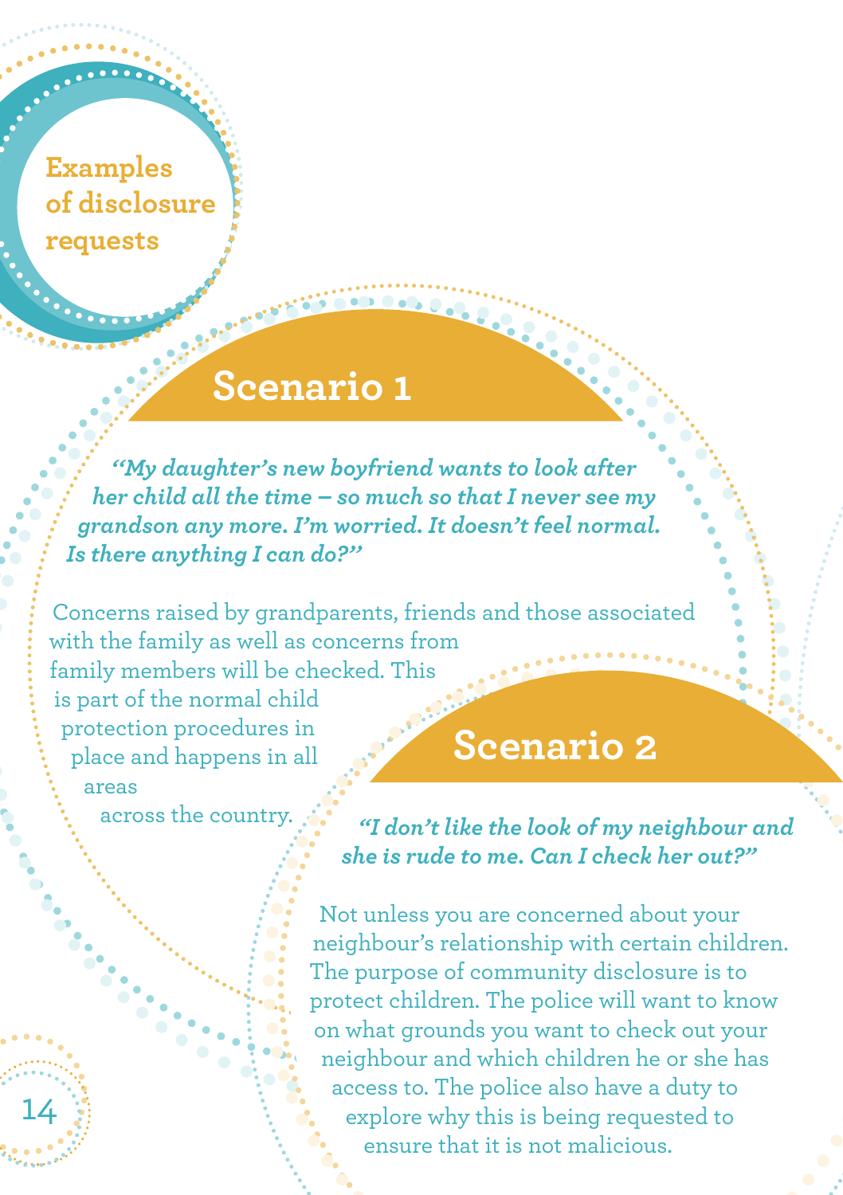## Examples of disclosure requests

### Scenario 1

*"My daughter's new boyfriend wants to look after her child all the time – so much so that I never see my grandson any more. I'm worried. It doesn't feel normal. Is there anything I can do?"*

Concerns raised by grandparents, friends and those associated with the family as well as concerns from family members will be checked. This is part of the normal child protection procedures in place and happens in all areas across the country.

### Scenario 2

*"I don't like the look of my neighbour and she is rude to me. Can I check her out?"*

Not unless you are concerned about your neighbour's relationship with certain children. The purpose of community disclosure is to protect children. The police will want to know on what grounds you want to check out your neighbour and which children he or she has access to. The police also have a duty to explore why this is being requested to ensure that it is not malicious.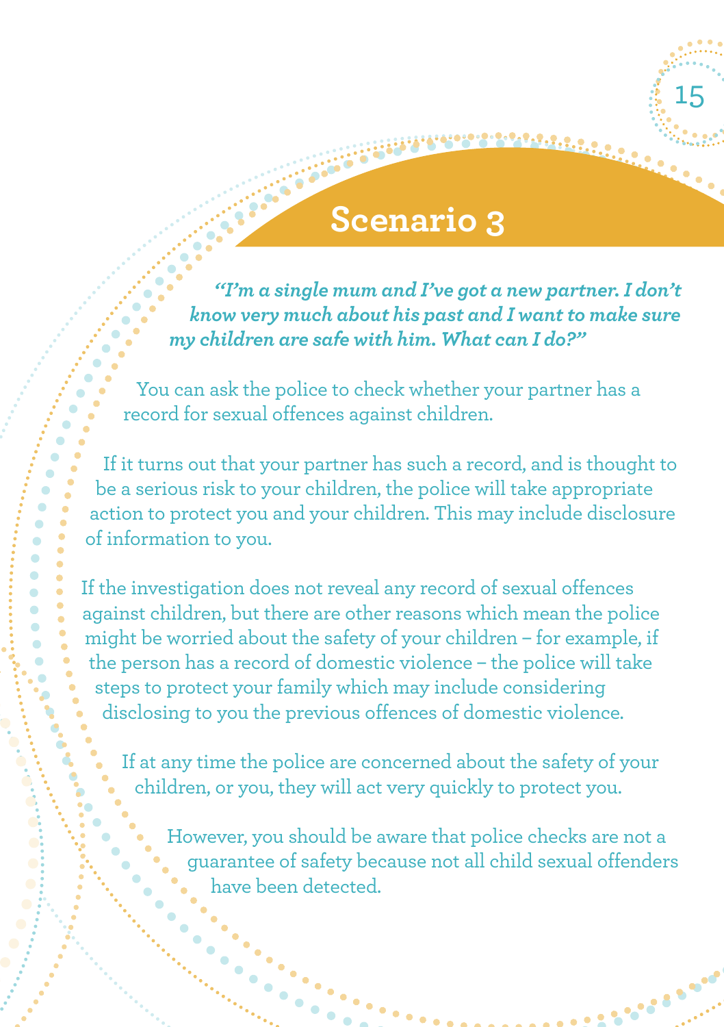## Scenario 3

***"I'm a single mum and I've got a new partner. I don't know very much about his past and I want to make sure my children are safe with him. What can I do?"***

You can ask the police to check whether your partner has a record for sexual offences against children.

If it turns out that your partner has such a record, and is thought to be a serious risk to your children, the police will take appropriate action to protect you and your children. This may include disclosure of information to you.

If the investigation does not reveal any record of sexual offences against children, but there are other reasons which mean the police might be worried about the safety of your children – for example, if the person has a record of domestic violence – the police will take steps to protect your family which may include considering disclosing to you the previous offences of domestic violence.

If at any time the police are concerned about the safety of your children, or you, they will act very quickly to protect you.

However, you should be aware that police checks are not a guarantee of safety because not all child sexual offenders have been detected.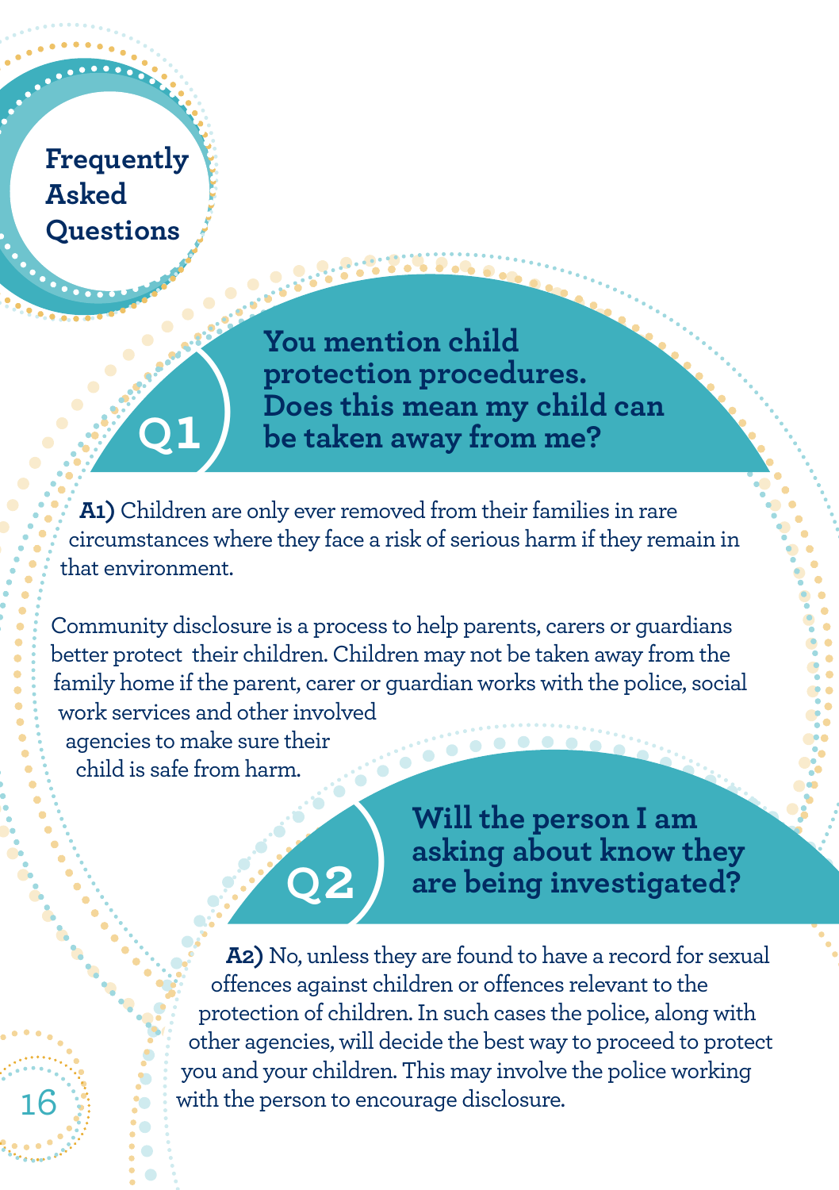# Frequently Asked Questions

## Q1 You mention child protection procedures. Does this mean my child can be taken away from me?

**A1)** Children are only ever removed from their families in rare circumstances where they face a risk of serious harm if they remain in that environment.

Community disclosure is a process to help parents, carers or guardians better protect their children. Children may not be taken away from the family home if the parent, carer or guardian works with the police, social work services and other involved agencies to make sure their child is safe from harm.

## Q2 Will the person I am asking about know they are being investigated?

**A2)** No, unless they are found to have a record for sexual offences against children or offences relevant to the protection of children. In such cases the police, along with other agencies, will decide the best way to proceed to protect you and your children. This may involve the police working with the person to encourage disclosure.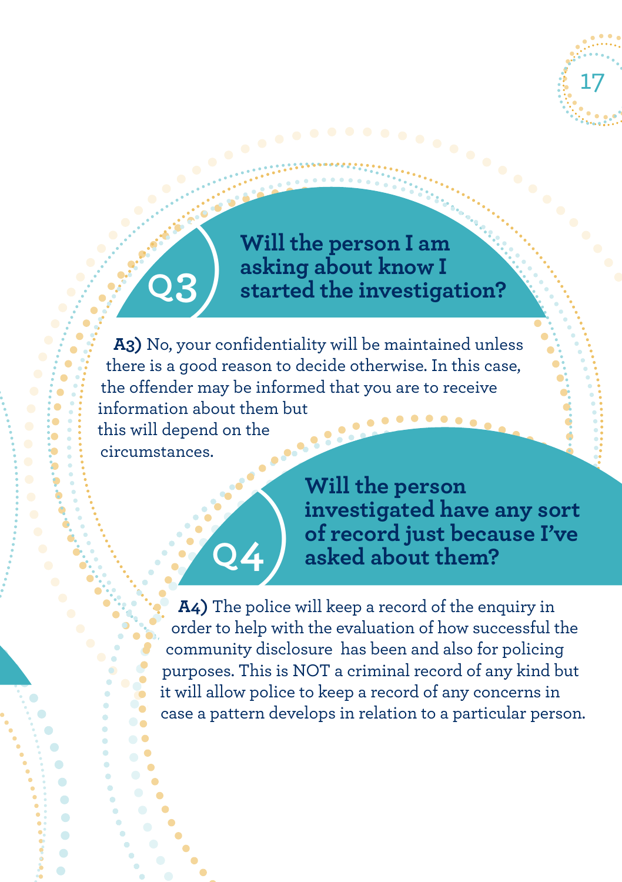## Q3 Will the person I am asking about know I started the investigation?

**A3)** No, your confidentiality will be maintained unless there is a good reason to decide otherwise. In this case, the offender may be informed that you are to receive information about them but this will depend on the circumstances.

## Q4 Will the person investigated have any sort of record just because I've asked about them?

**A4)** The police will keep a record of the enquiry in order to help with the evaluation of how successful the community disclosure has been and also for policing purposes. This is NOT a criminal record of any kind but it will allow police to keep a record of any concerns in case a pattern develops in relation to a particular person.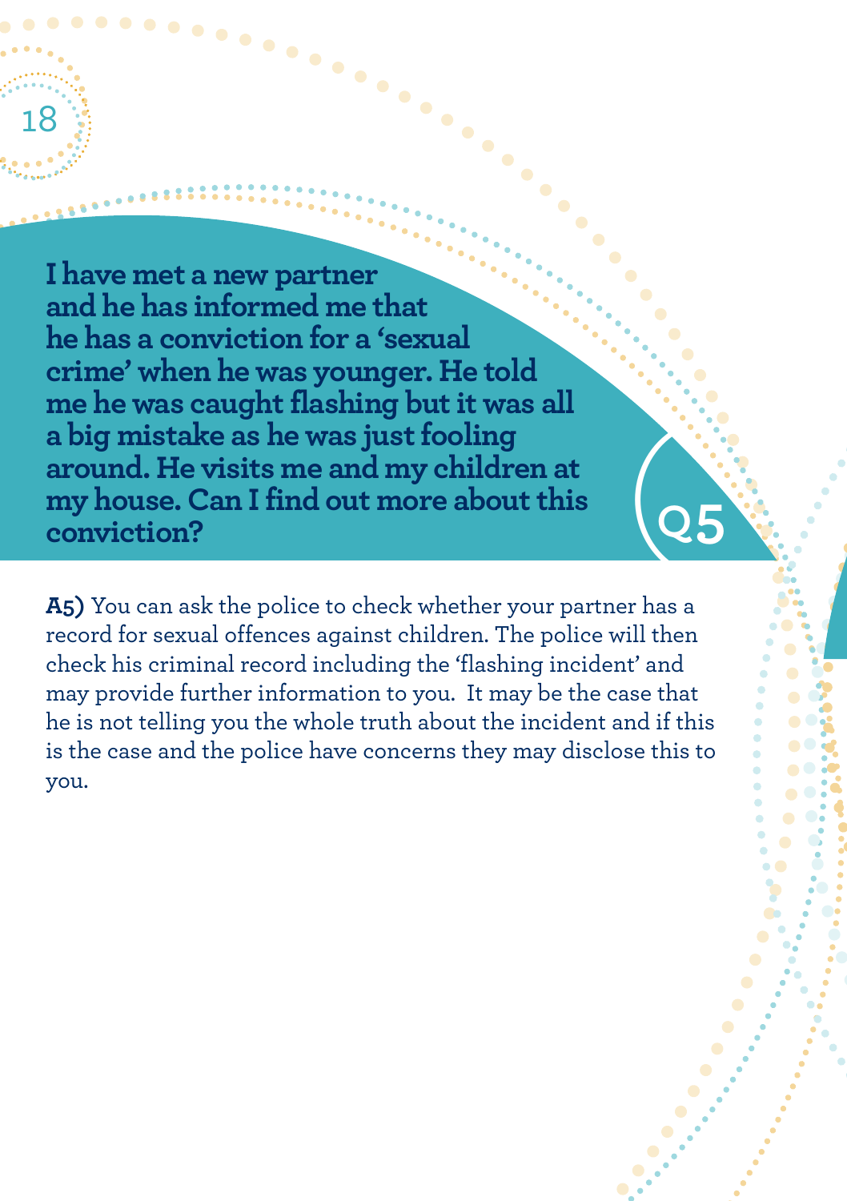**I have met a new partner and he has informed me that he has a conviction for a 'sexual crime' when he was younger. He told me he was caught flashing but it was all a big mistake as he was just fooling around. He visits me and my children at my house. Can I find out more about this conviction?**

**Q5**

**A5)** You can ask the police to check whether your partner has a record for sexual offences against children. The police will then check his criminal record including the 'flashing incident' and may provide further information to you. It may be the case that he is not telling you the whole truth about the incident and if this is the case and the police have concerns they may disclose this to you.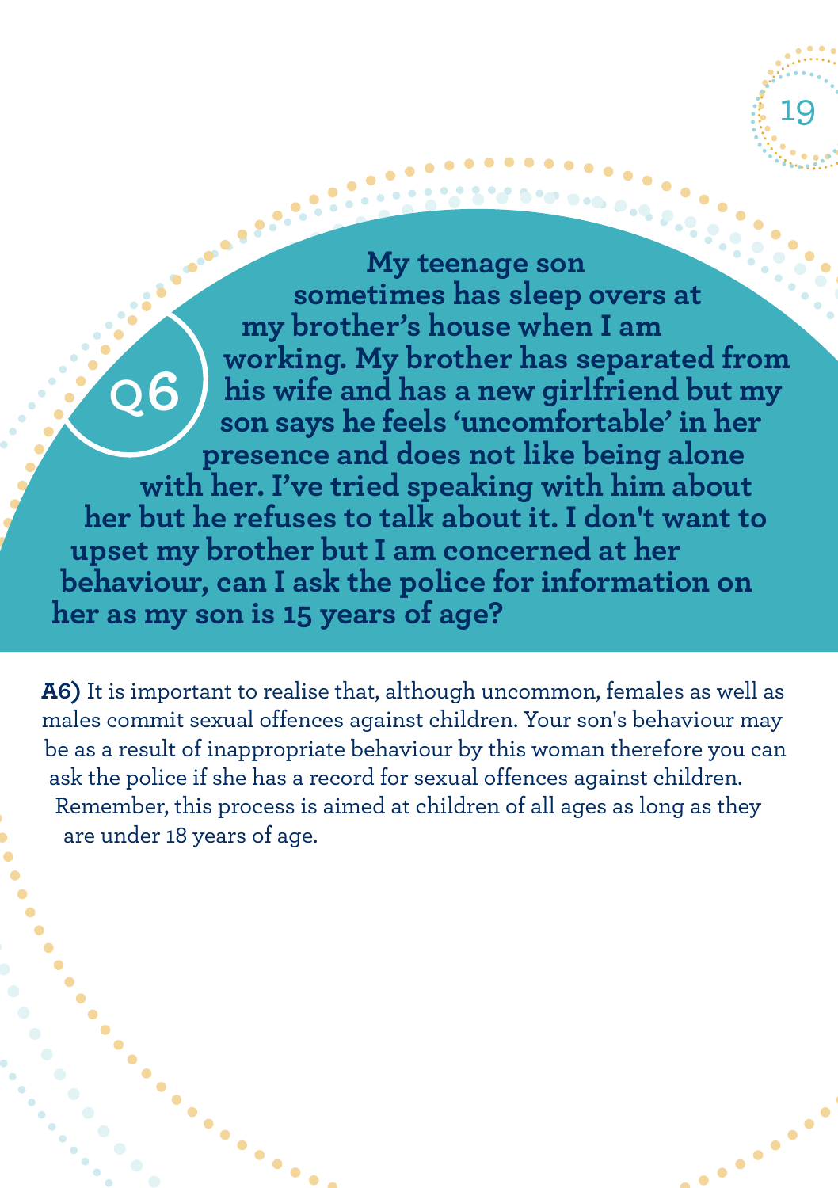## Q6

**My teenage son sometimes has sleep overs at my brother's house when I am working. My brother has separated from his wife and has a new girlfriend but my son says he feels 'uncomfortable' in her presence and does not like being alone with her. I've tried speaking with him about her but he refuses to talk about it. I don't want to upset my brother but I am concerned at her behaviour, can I ask the police for information on her as my son is 15 years of age?**

**A6)** It is important to realise that, although uncommon, females as well as males commit sexual offences against children. Your son's behaviour may be as a result of inappropriate behaviour by this woman therefore you can ask the police if she has a record for sexual offences against children. Remember, this process is aimed at children of all ages as long as they are under 18 years of age.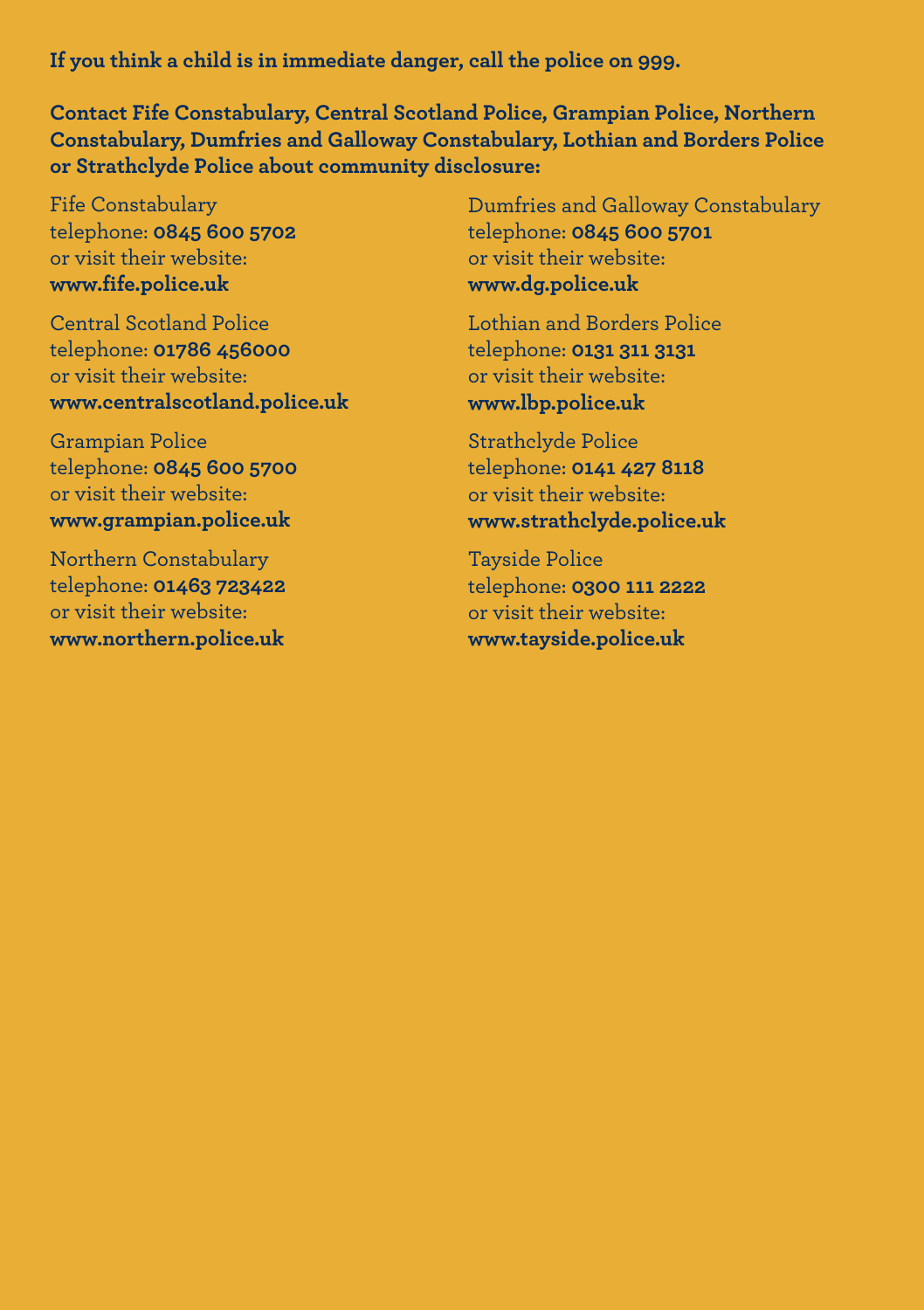**If you think a child is in immediate danger, call the police on 999.**

**Contact Fife Constabulary, Central Scotland Police, Grampian Police, Northern Constabulary, Dumfries and Galloway Constabulary, Lothian and Borders Police or Strathclyde Police about community disclosure:**

Fife Constabulary
telephone: **0845 600 5702**
or visit their website:
**www.fife.police.uk**

Central Scotland Police
telephone: **01786 456000**
or visit their website:
**www.centralscotland.police.uk**

Grampian Police
telephone: **0845 600 5700**
or visit their website:
**www.grampian.police.uk**

Northern Constabulary
telephone: **01463 723422**
or visit their website:
**www.northern.police.uk**

Dumfries and Galloway Constabulary
telephone: **0845 600 5701**
or visit their website:
**www.dg.police.uk**

Lothian and Borders Police
telephone: **0131 311 3131**
or visit their website:
**www.lbp.police.uk**

Strathclyde Police
telephone: **0141 427 8118**
or visit their website:
**www.strathclyde.police.uk**

Tayside Police
telephone: **0300 111 2222**
or visit their website:
**www.tayside.police.uk**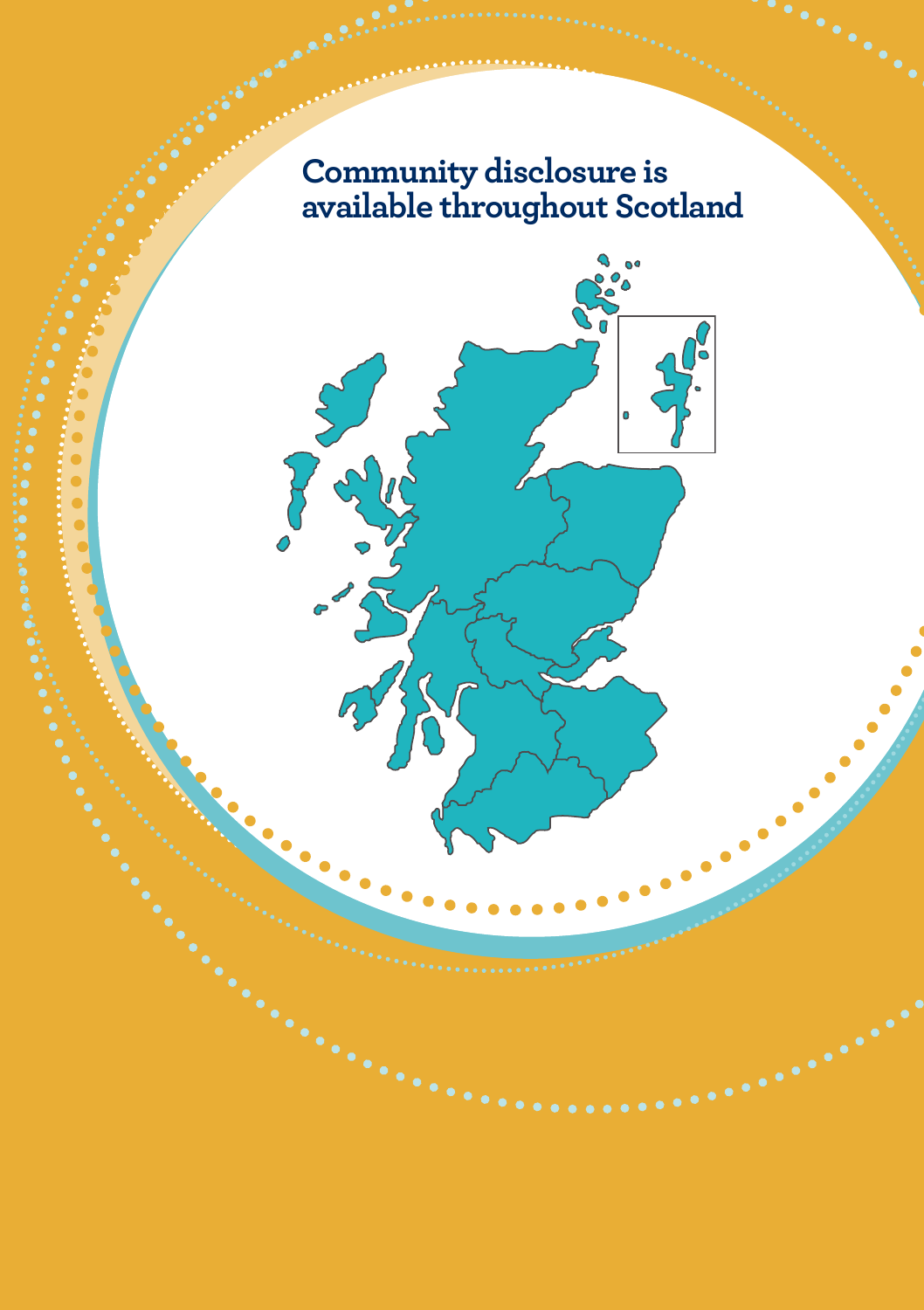# Community disclosure is available throughout Scotland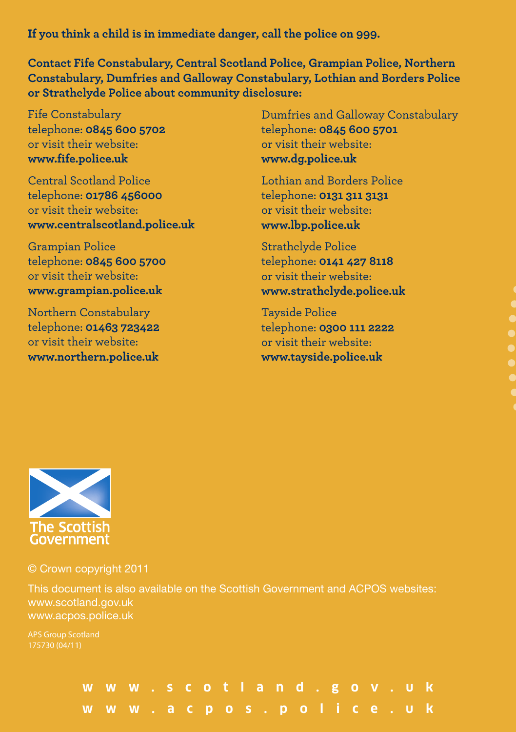**If you think a child is in immediate danger, call the police on 999.**

**Contact Fife Constabulary, Central Scotland Police, Grampian Police, Northern Constabulary, Dumfries and Galloway Constabulary, Lothian and Borders Police or Strathclyde Police about community disclosure:**

Fife Constabulary
telephone: **0845 600 5702**
or visit their website:
**www.fife.police.uk**

Central Scotland Police
telephone: **01786 456000**
or visit their website:
**www.centralscotland.police.uk**

Grampian Police
telephone: **0845 600 5700**
or visit their website:
**www.grampian.police.uk**

Northern Constabulary
telephone: **01463 723422**
or visit their website:
**www.northern.police.uk**

Dumfries and Galloway Constabulary
telephone: **0845 600 5701**
or visit their website:
**www.dg.police.uk**

Lothian and Borders Police
telephone: **0131 311 3131**
or visit their website:
**www.lbp.police.uk**

Strathclyde Police
telephone: **0141 427 8118**
or visit their website:
**www.strathclyde.police.uk**

Tayside Police
telephone: **0300 111 2222**
or visit their website:
**www.tayside.police.uk**

The Scottish Government

© Crown copyright 2011

This document is also available on the Scottish Government and ACPOS websites:
www.scotland.gov.uk
www.acpos.police.uk

APS Group Scotland
175730 (04/11)

**www.scotland.gov.uk**
**www.acpos.police.uk**